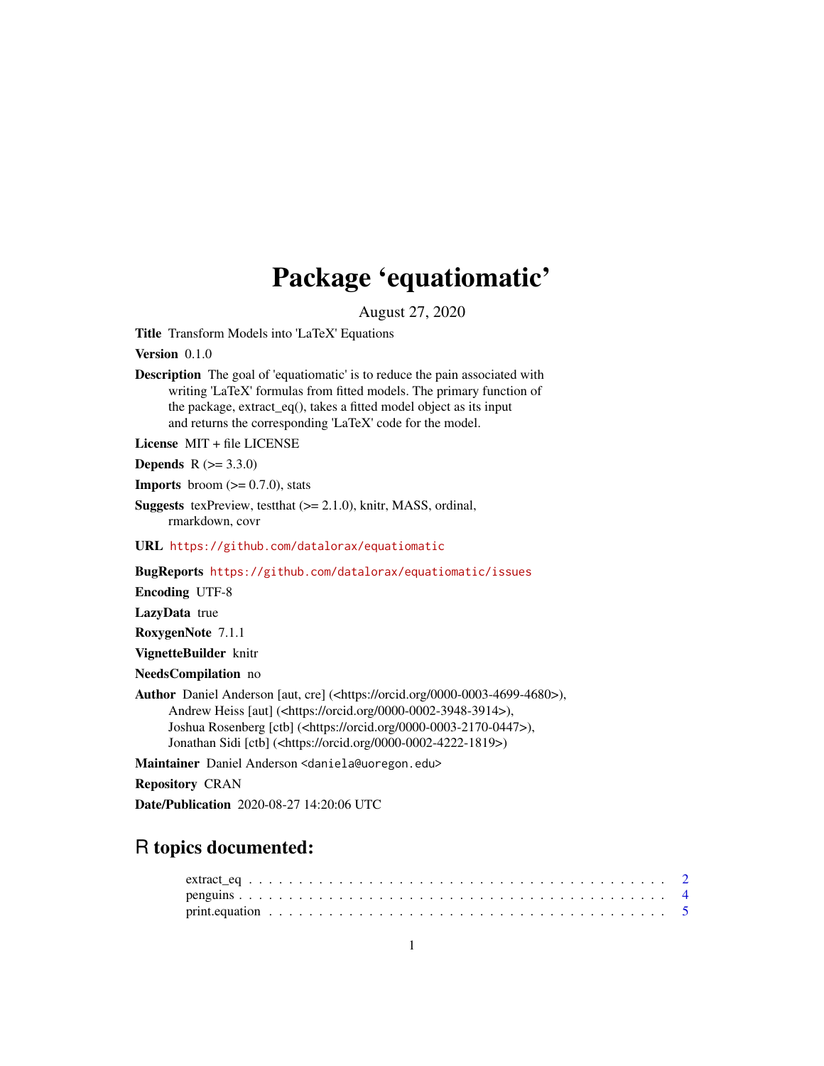# Package 'equatiomatic'

August 27, 2020

**Title** Transform Models into 'LaTeX' Equations

**Version** 0.1.0

**Description** The goal of 'equatiomatic' is to reduce the pain associated with writing 'LaTeX' formulas from fitted models. The primary function of the package, extract_eq(), takes a fitted model object as its input and returns the corresponding 'LaTeX' code for the model.

**License** MIT + file LICENSE

**Depends** R (>= 3.3.0)

**Imports** broom (>= 0.7.0), stats

**Suggests** texPreview, testthat (>= 2.1.0), knitr, MASS, ordinal, rmarkdown, covr

**URL** https://github.com/datalorax/equatiomatic

**BugReports** https://github.com/datalorax/equatiomatic/issues

**Encoding** UTF-8

**LazyData** true

**RoxygenNote** 7.1.1

**VignetteBuilder** knitr

**NeedsCompilation** no

**Author** Daniel Anderson [aut, cre] (<https://orcid.org/0000-0003-4699-4680>), Andrew Heiss [aut] (<https://orcid.org/0000-0002-3948-3914>), Joshua Rosenberg [ctb] (<https://orcid.org/0000-0003-2170-0447>), Jonathan Sidi [ctb] (<https://orcid.org/0000-0002-4222-1819>)

**Maintainer** Daniel Anderson <daniela@uoregon.edu>

**Repository** CRAN

**Date/Publication** 2020-08-27 14:20:06 UTC

## R topics documented:

- extract_eq . . . . . . . . . . . . . . . . . . . . . . . . . . . . . . . . . . . . . . . . 2
- penguins . . . . . . . . . . . . . . . . . . . . . . . . . . . . . . . . . . . . . . . . . 4
- print.equation . . . . . . . . . . . . . . . . . . . . . . . . . . . . . . . . . . . . . . 5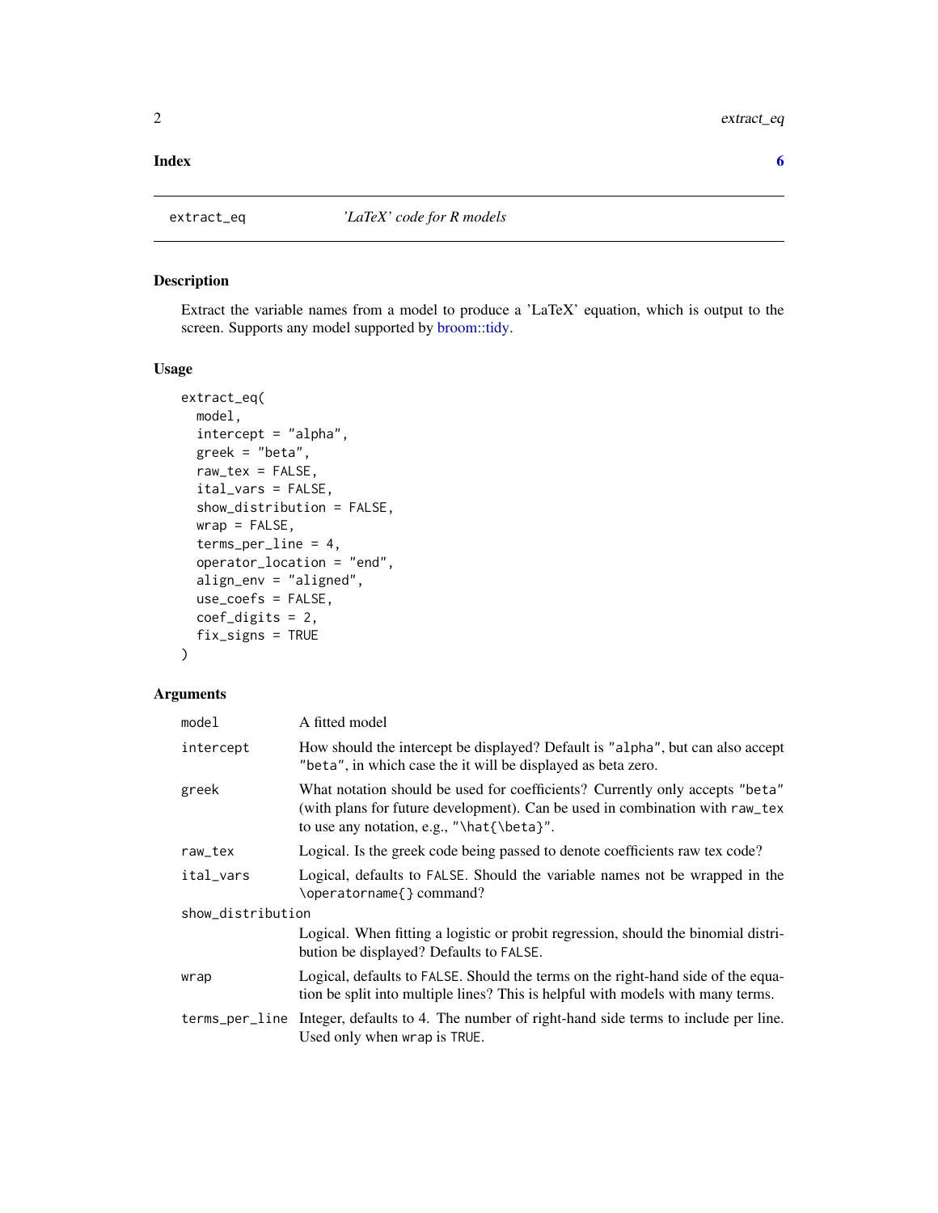**Index** **6**

---

extract_eq *'LaTeX' code for R models*

---

### Description

Extract the variable names from a model to produce a 'LaTeX' equation, which is output to the screen. Supports any model supported by broom::tidy.

### Usage

```
extract_eq(
  model,
  intercept = "alpha",
  greek = "beta",
  raw_tex = FALSE,
  ital_vars = FALSE,
  show_distribution = FALSE,
  wrap = FALSE,
  terms_per_line = 4,
  operator_location = "end",
  align_env = "aligned",
  use_coefs = FALSE,
  coef_digits = 2,
  fix_signs = TRUE
)
```

### Arguments

| Argument | Description |
|---|---|
| `model` | A fitted model |
| `intercept` | How should the intercept be displayed? Default is `"alpha"`, but can also accept `"beta"`, in which case the it will be displayed as beta zero. |
| `greek` | What notation should be used for coefficients? Currently only accepts `"beta"` (with plans for future development). Can be used in combination with `raw_tex` to use any notation, e.g., `"\hat{\beta}"`. |
| `raw_tex` | Logical. Is the greek code being passed to denote coefficients raw tex code? |
| `ital_vars` | Logical, defaults to `FALSE`. Should the variable names not be wrapped in the `\operatorname{}` command? |
| `show_distribution` | Logical. When fitting a logistic or probit regression, should the binomial distribution be displayed? Defaults to `FALSE`. |
| `wrap` | Logical, defaults to `FALSE`. Should the terms on the right-hand side of the equation be split into multiple lines? This is helpful with models with many terms. |
| `terms_per_line` | Integer, defaults to 4. The number of right-hand side terms to include per line. Used only when `wrap` is `TRUE`. |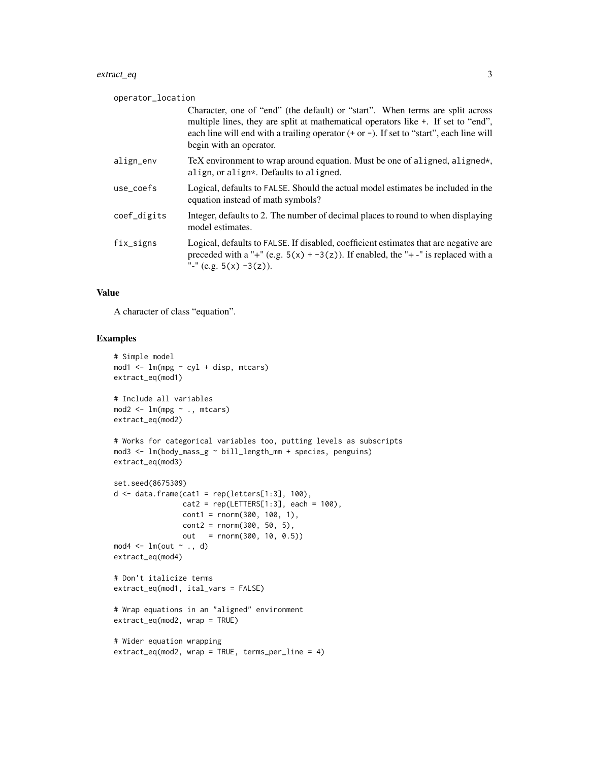operator_location
: Character, one of "end" (the default) or "start". When terms are split across multiple lines, they are split at mathematical operators like `+`. If set to "end", each line will end with a trailing operator (`+` or `-`). If set to "start", each line will begin with an operator.

align_env
: TeX environment to wrap around equation. Must be one of `aligned`, `aligned*`, `align`, or `align*`. Defaults to `aligned`.

use_coefs
: Logical, defaults to `FALSE`. Should the actual model estimates be included in the equation instead of math symbols?

coef_digits
: Integer, defaults to 2. The number of decimal places to round to when displaying model estimates.

fix_signs
: Logical, defaults to `FALSE`. If disabled, coefficient estimates that are negative are preceded with a "+" (e.g. `5(x) + -3(z)`). If enabled, the "+ -" is replaced with a "-" (e.g. `5(x) -3(z)`).

## Value

A character of class "equation".

## Examples

```
# Simple model
mod1 <- lm(mpg ~ cyl + disp, mtcars)
extract_eq(mod1)

# Include all variables
mod2 <- lm(mpg ~ ., mtcars)
extract_eq(mod2)

# Works for categorical variables too, putting levels as subscripts
mod3 <- lm(body_mass_g ~ bill_length_mm + species, penguins)
extract_eq(mod3)

set.seed(8675309)
d <- data.frame(cat1 = rep(letters[1:3], 100),
                cat2 = rep(LETTERS[1:3], each = 100),
                cont1 = rnorm(300, 100, 1),
                cont2 = rnorm(300, 50, 5),
                out   = rnorm(300, 10, 0.5))
mod4 <- lm(out ~ ., d)
extract_eq(mod4)

# Don't italicize terms
extract_eq(mod1, ital_vars = FALSE)

# Wrap equations in an "aligned" environment
extract_eq(mod2, wrap = TRUE)

# Wider equation wrapping
extract_eq(mod2, wrap = TRUE, terms_per_line = 4)
```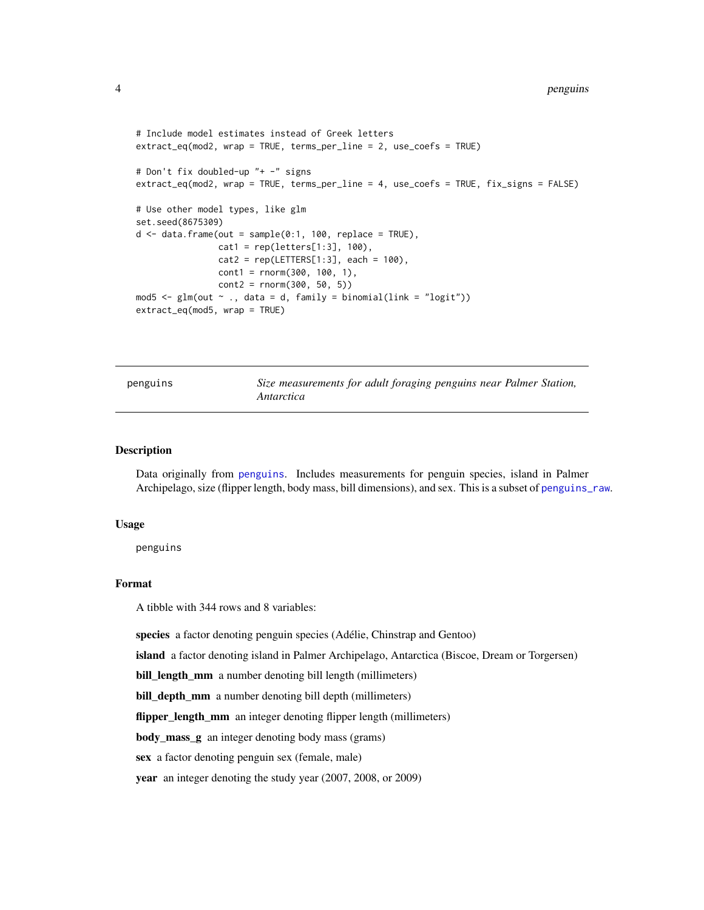```
# Include model estimates instead of Greek letters
extract_eq(mod2, wrap = TRUE, terms_per_line = 2, use_coefs = TRUE)

# Don't fix doubled-up "+ -" signs
extract_eq(mod2, wrap = TRUE, terms_per_line = 4, use_coefs = TRUE, fix_signs = FALSE)

# Use other model types, like glm
set.seed(8675309)
d <- data.frame(out = sample(0:1, 100, replace = TRUE),
                cat1 = rep(letters[1:3], 100),
                cat2 = rep(LETTERS[1:3], each = 100),
                cont1 = rnorm(300, 100, 1),
                cont2 = rnorm(300, 50, 5))
mod5 <- glm(out ~ ., data = d, family = binomial(link = "logit"))
extract_eq(mod5, wrap = TRUE)
```

---

## penguins — *Size measurements for adult foraging penguins near Palmer Station, Antarctica*

---

### Description

Data originally from `penguins`. Includes measurements for penguin species, island in Palmer Archipelago, size (flipper length, body mass, bill dimensions), and sex. This is a subset of `penguins_raw`.

### Usage

```
penguins
```

### Format

A tibble with 344 rows and 8 variables:

- **species** a factor denoting penguin species (Adélie, Chinstrap and Gentoo)
- **island** a factor denoting island in Palmer Archipelago, Antarctica (Biscoe, Dream or Torgersen)
- **bill_length_mm** a number denoting bill length (millimeters)
- **bill_depth_mm** a number denoting bill depth (millimeters)
- **flipper_length_mm** an integer denoting flipper length (millimeters)
- **body_mass_g** an integer denoting body mass (grams)
- **sex** a factor denoting penguin sex (female, male)
- **year** an integer denoting the study year (2007, 2008, or 2009)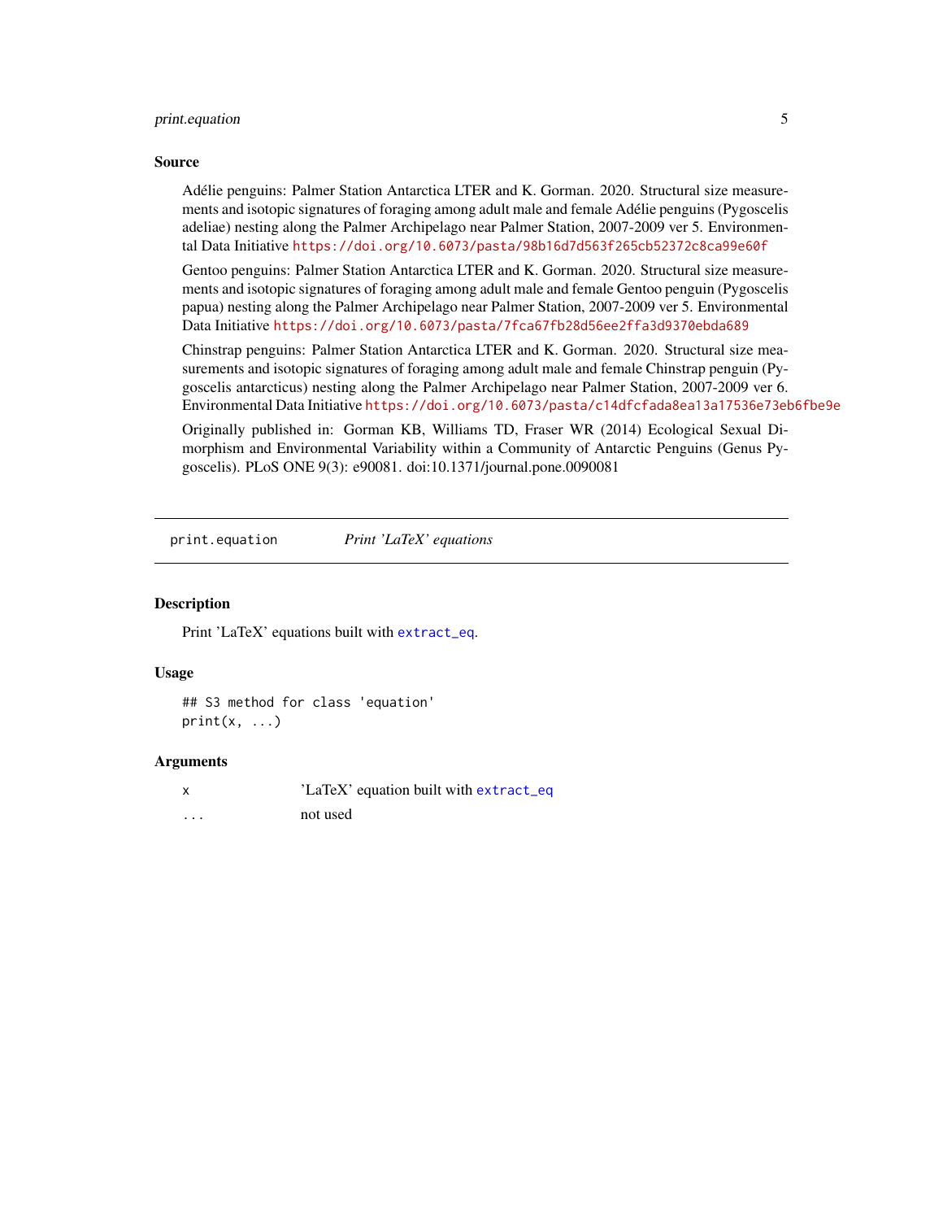### Source

Adélie penguins: Palmer Station Antarctica LTER and K. Gorman. 2020. Structural size measurements and isotopic signatures of foraging among adult male and female Adélie penguins (Pygoscelis adeliae) nesting along the Palmer Archipelago near Palmer Station, 2007-2009 ver 5. Environmental Data Initiative https://doi.org/10.6073/pasta/98b16d7d563f265cb52372c8ca99e60f

Gentoo penguins: Palmer Station Antarctica LTER and K. Gorman. 2020. Structural size measurements and isotopic signatures of foraging among adult male and female Gentoo penguin (Pygoscelis papua) nesting along the Palmer Archipelago near Palmer Station, 2007-2009 ver 5. Environmental Data Initiative https://doi.org/10.6073/pasta/7fca67fb28d56ee2ffa3d9370ebda689

Chinstrap penguins: Palmer Station Antarctica LTER and K. Gorman. 2020. Structural size measurements and isotopic signatures of foraging among adult male and female Chinstrap penguin (Pygoscelis antarcticus) nesting along the Palmer Archipelago near Palmer Station, 2007-2009 ver 6. Environmental Data Initiative https://doi.org/10.6073/pasta/c14dfcfada8ea13a17536e73eb6fbe9e

Originally published in: Gorman KB, Williams TD, Fraser WR (2014) Ecological Sexual Dimorphism and Environmental Variability within a Community of Antarctic Penguins (Genus Pygoscelis). PLoS ONE 9(3): e90081. doi:10.1371/journal.pone.0090081

---

## print.equation — *Print 'LaTeX' equations*

### Description

Print 'LaTeX' equations built with extract_eq.

### Usage

```
## S3 method for class 'equation'
print(x, ...)
```

### Arguments

| | |
|---|---|
| x | 'LaTeX' equation built with extract_eq |
| ... | not used |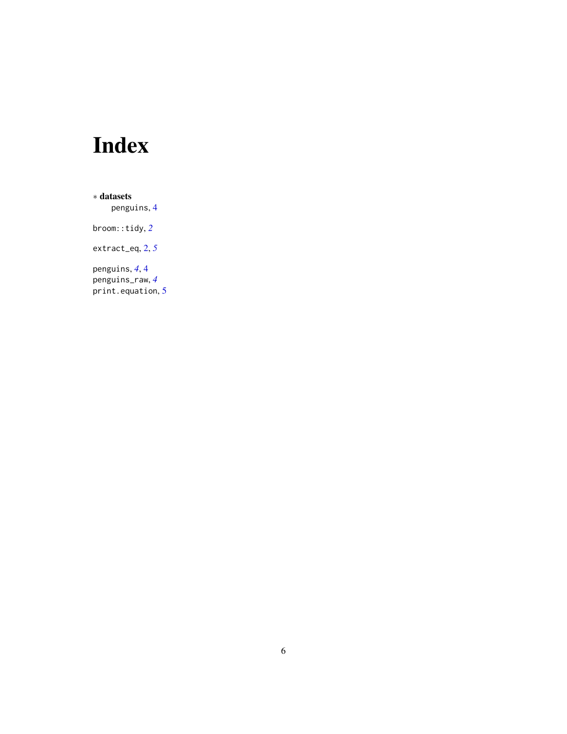# Index

∗ **datasets**
  penguins, 4

broom::tidy, *2*

extract_eq, 2, *5*

penguins, *4*, 4
penguins_raw, *4*
print.equation, 5